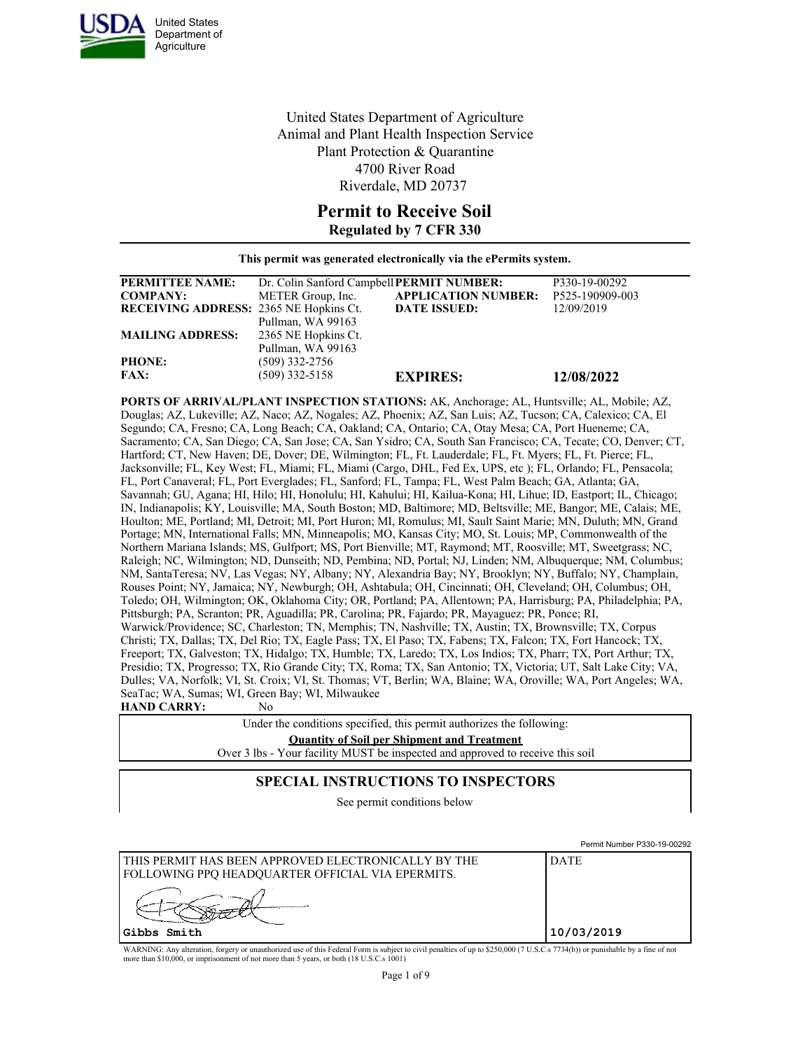United States Department of Agriculture

United States Department of Agriculture
Animal and Plant Health Inspection Service
Plant Protection & Quarantine
4700 River Road
Riverdale, MD 20737

# Permit to Receive Soil

**Regulated by 7 CFR 330**

**This permit was generated electronically via the ePermits system.**

| | | | |
|---|---|---|---|
| **PERMITTEE NAME:** | Dr. Colin Sanford Campbell | **PERMIT NUMBER:** | P330-19-00292 |
| **COMPANY:** | METER Group, Inc. | **APPLICATION NUMBER:** | P525-190909-003 |
| **RECEIVING ADDRESS:** | 2365 NE Hopkins Ct. Pullman, WA 99163 | **DATE ISSUED:** | 12/09/2019 |
| **MAILING ADDRESS:** | 2365 NE Hopkins Ct. Pullman, WA 99163 | | |
| **PHONE:** | (509) 332-2756 | | |
| **FAX:** | (509) 332-5158 | **EXPIRES:** | **12/08/2022** |

**PORTS OF ARRIVAL/PLANT INSPECTION STATIONS:** AK, Anchorage; AL, Huntsville; AL, Mobile; AZ, Douglas; AZ, Lukeville; AZ, Naco; AZ, Nogales; AZ, Phoenix; AZ, San Luis; AZ, Tucson; CA, Calexico; CA, El Segundo; CA, Fresno; CA, Long Beach; CA, Oakland; CA, Ontario; CA, Otay Mesa; CA, Port Hueneme; CA, Sacramento; CA, San Diego; CA, San Jose; CA, San Ysidro; CA, South San Francisco; CA, Tecate; CO, Denver; CT, Hartford; CT, New Haven; DE, Dover; DE, Wilmington; FL, Ft. Lauderdale; FL, Ft. Myers; FL, Ft. Pierce; FL, Jacksonville; FL, Key West; FL, Miami; FL, Miami (Cargo, DHL, Fed Ex, UPS, etc ); FL, Orlando; FL, Pensacola; FL, Port Canaveral; FL, Port Everglades; FL, Sanford; FL, Tampa; FL, West Palm Beach; GA, Atlanta; GA, Savannah; GU, Agana; HI, Hilo; HI, Honolulu; HI, Kahului; HI, Kailua-Kona; HI, Lihue; ID, Eastport; IL, Chicago; IN, Indianapolis; KY, Louisville; MA, South Boston; MD, Baltimore; MD, Beltsville; ME, Bangor; ME, Calais; ME, Houlton; ME, Portland; MI, Detroit; MI, Port Huron; MI, Romulus; MI, Sault Saint Marie; MN, Duluth; MN, Grand Portage; MN, International Falls; MN, Minneapolis; MO, Kansas City; MO, St. Louis; MP, Commonwealth of the Northern Mariana Islands; MS, Gulfport; MS, Port Bienville; MT, Raymond; MT, Roosville; MT, Sweetgrass; NC, Raleigh; NC, Wilmington; ND, Dunseith; ND, Pembina; ND, Portal; NJ, Linden; NM, Albuquerque; NM, Columbus; NM, SantaTeresa; NV, Las Vegas; NY, Albany; NY, Alexandria Bay; NY, Brooklyn; NY, Buffalo; NY, Champlain, Rouses Point; NY, Jamaica; NY, Newburgh; OH, Ashtabula; OH, Cincinnati; OH, Cleveland; OH, Columbus; OH, Toledo; OH, Wilmington; OK, Oklahoma City; OR, Portland; PA, Allentown; PA, Harrisburg; PA, Philadelphia; PA, Pittsburgh; PA, Scranton; PR, Aguadilla; PR, Carolina; PR, Fajardo; PR, Mayaguez; PR, Ponce; RI, Warwick/Providence; SC, Charleston; TN, Memphis; TN, Nashville; TX, Austin; TX, Brownsville; TX, Corpus Christi; TX, Dallas; TX, Del Rio; TX, Eagle Pass; TX, El Paso; TX, Fabens; TX, Falcon; TX, Fort Hancock; TX, Freeport; TX, Galveston; TX, Hidalgo; TX, Humble; TX, Laredo; TX, Los Indios; TX, Pharr; TX, Port Arthur; TX, Presidio; TX, Progresso; TX, Rio Grande City; TX, Roma; TX, San Antonio; TX, Victoria; UT, Salt Lake City; VA, Dulles; VA, Norfolk; VI, St. Croix; VI, St. Thomas; VT, Berlin; WA, Blaine; WA, Oroville; WA, Port Angeles; WA, SeaTac; WA, Sumas; WI, Green Bay; WI, Milwaukee

**HAND CARRY:** No

Under the conditions specified, this permit authorizes the following:

**Quantity of Soil per Shipment and Treatment**

Over 3 lbs - Your facility MUST be inspected and approved to receive this soil

## SPECIAL INSTRUCTIONS TO INSPECTORS

See permit conditions below

Permit Number P330-19-00292

| THIS PERMIT HAS BEEN APPROVED ELECTRONICALLY BY THE FOLLOWING PPQ HEADQUARTER OFFICIAL VIA EPERMITS. | DATE |
|---|---|
| Gibbs Smith | 10/03/2019 |

WARNING: Any alteration, forgery or unauthorized use of this Federal Form is subject to civil penalties of up to $250,000 (7 U.S.C.s 7734(b)) or punishable by a fine of not more than $10,000, or imprisonment of not more than 5 years, or both (18 U.S.C.s 1001)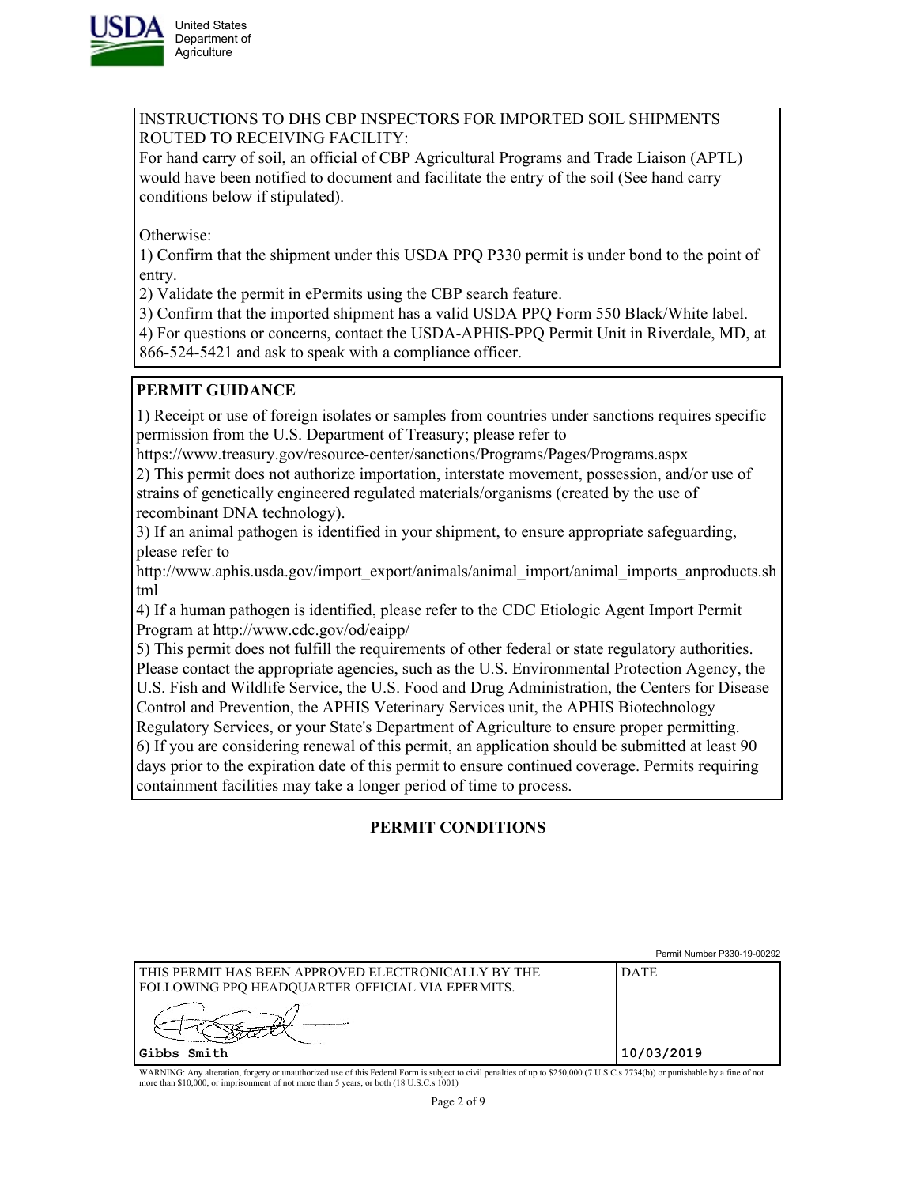INSTRUCTIONS TO DHS CBP INSPECTORS FOR IMPORTED SOIL SHIPMENTS ROUTED TO RECEIVING FACILITY:

For hand carry of soil, an official of CBP Agricultural Programs and Trade Liaison (APTL) would have been notified to document and facilitate the entry of the soil (See hand carry conditions below if stipulated).

Otherwise:

1) Confirm that the shipment under this USDA PPQ P330 permit is under bond to the point of entry.
2) Validate the permit in ePermits using the CBP search feature.
3) Confirm that the imported shipment has a valid USDA PPQ Form 550 Black/White label.
4) For questions or concerns, contact the USDA-APHIS-PPQ Permit Unit in Riverdale, MD, at 866-524-5421 and ask to speak with a compliance officer.

**PERMIT GUIDANCE**

1) Receipt or use of foreign isolates or samples from countries under sanctions requires specific permission from the U.S. Department of Treasury; please refer to https://www.treasury.gov/resource-center/sanctions/Programs/Pages/Programs.aspx
2) This permit does not authorize importation, interstate movement, possession, and/or use of strains of genetically engineered regulated materials/organisms (created by the use of recombinant DNA technology).
3) If an animal pathogen is identified in your shipment, to ensure appropriate safeguarding, please refer to http://www.aphis.usda.gov/import_export/animals/animal_import/animal_imports_anproducts.shtml
4) If a human pathogen is identified, please refer to the CDC Etiologic Agent Import Permit Program at http://www.cdc.gov/od/eaipp/
5) This permit does not fulfill the requirements of other federal or state regulatory authorities. Please contact the appropriate agencies, such as the U.S. Environmental Protection Agency, the U.S. Fish and Wildlife Service, the U.S. Food and Drug Administration, the Centers for Disease Control and Prevention, the APHIS Veterinary Services unit, the APHIS Biotechnology Regulatory Services, or your State's Department of Agriculture to ensure proper permitting.
6) If you are considering renewal of this permit, an application should be submitted at least 90 days prior to the expiration date of this permit to ensure continued coverage. Permits requiring containment facilities may take a longer period of time to process.

**PERMIT CONDITIONS**

Permit Number P330-19-00292

| THIS PERMIT HAS BEEN APPROVED ELECTRONICALLY BY THE FOLLOWING PPQ HEADQUARTER OFFICIAL VIA EPERMITS. | DATE |
| --- | --- |
| Gibbs Smith | 10/03/2019 |

WARNING: Any alteration, forgery or unauthorized use of this Federal Form is subject to civil penalties of up to $250,000 (7 U.S.C.s 7734(b)) or punishable by a fine of not more than $10,000, or imprisonment of not more than 5 years, or both (18 U.S.C.s 1001)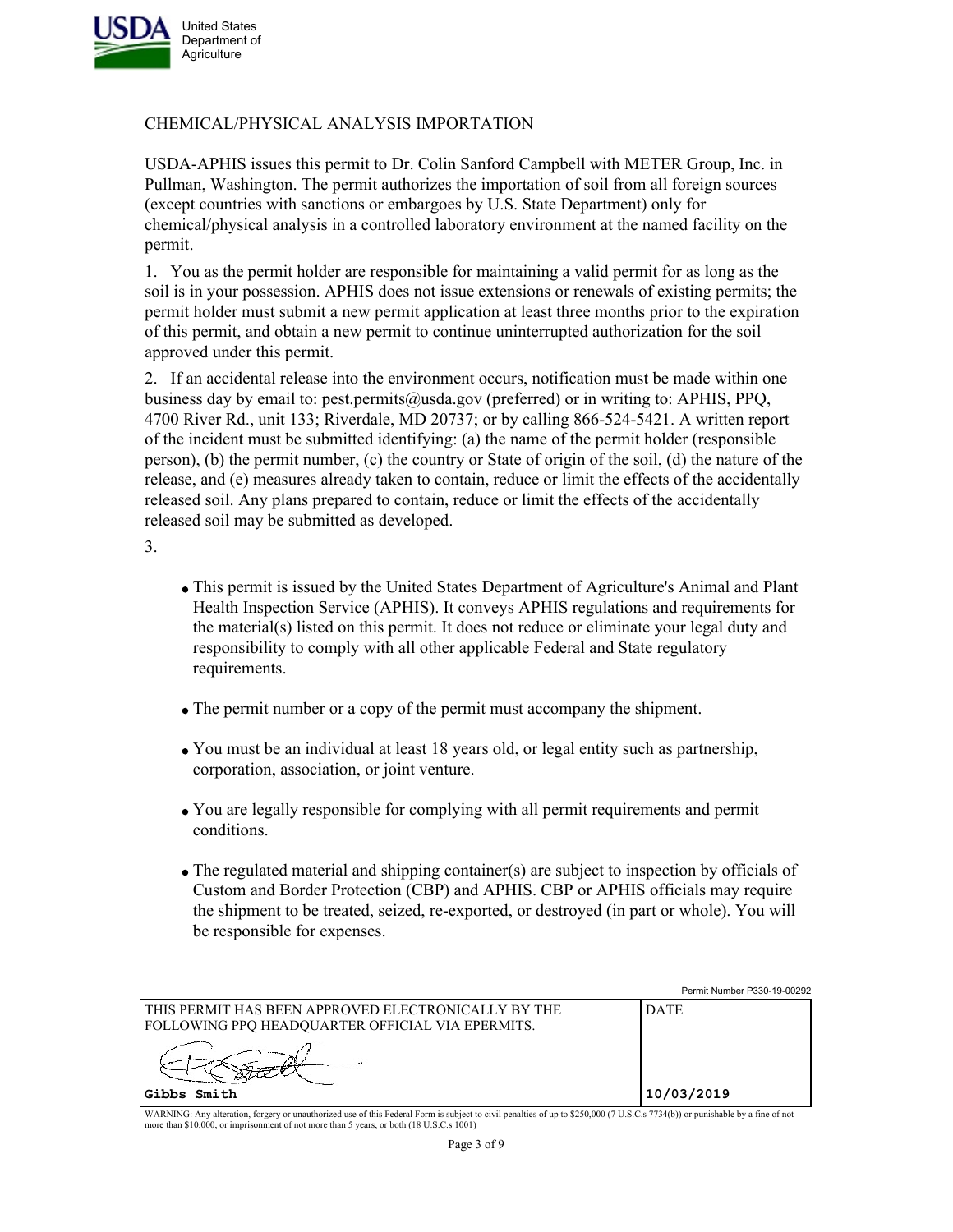United States Department of Agriculture

CHEMICAL/PHYSICAL ANALYSIS IMPORTATION

USDA-APHIS issues this permit to Dr. Colin Sanford Campbell with METER Group, Inc. in Pullman, Washington. The permit authorizes the importation of soil from all foreign sources (except countries with sanctions or embargoes by U.S. State Department) only for chemical/physical analysis in a controlled laboratory environment at the named facility on the permit.

1. You as the permit holder are responsible for maintaining a valid permit for as long as the soil is in your possession. APHIS does not issue extensions or renewals of existing permits; the permit holder must submit a new permit application at least three months prior to the expiration of this permit, and obtain a new permit to continue uninterrupted authorization for the soil approved under this permit.

2. If an accidental release into the environment occurs, notification must be made within one business day by email to: pest.permits@usda.gov (preferred) or in writing to: APHIS, PPQ, 4700 River Rd., unit 133; Riverdale, MD 20737; or by calling 866-524-5421. A written report of the incident must be submitted identifying: (a) the name of the permit holder (responsible person), (b) the permit number, (c) the country or State of origin of the soil, (d) the nature of the release, and (e) measures already taken to contain, reduce or limit the effects of the accidentally released soil. Any plans prepared to contain, reduce or limit the effects of the accidentally released soil may be submitted as developed.

3.

- This permit is issued by the United States Department of Agriculture's Animal and Plant Health Inspection Service (APHIS). It conveys APHIS regulations and requirements for the material(s) listed on this permit. It does not reduce or eliminate your legal duty and responsibility to comply with all other applicable Federal and State regulatory requirements.
- The permit number or a copy of the permit must accompany the shipment.
- You must be an individual at least 18 years old, or legal entity such as partnership, corporation, association, or joint venture.
- You are legally responsible for complying with all permit requirements and permit conditions.
- The regulated material and shipping container(s) are subject to inspection by officials of Custom and Border Protection (CBP) and APHIS. CBP or APHIS officials may require the shipment to be treated, seized, re-exported, or destroyed (in part or whole). You will be responsible for expenses.

Permit Number P330-19-00292

| THIS PERMIT HAS BEEN APPROVED ELECTRONICALLY BY THE FOLLOWING PPQ HEADQUARTER OFFICIAL VIA EPERMITS. | DATE |
|---|---|
| Gibbs Smith | 10/03/2019 |

WARNING: Any alteration, forgery or unauthorized use of this Federal Form is subject to civil penalties of up to $250,000 (7 U.S.C.s 7734(b)) or punishable by a fine of not more than $10,000, or imprisonment of not more than 5 years, or both (18 U.S.C.s 1001)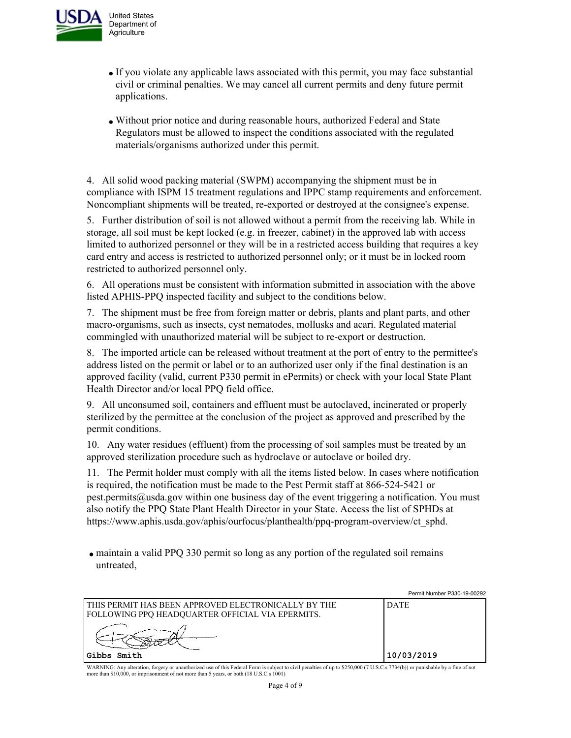- If you violate any applicable laws associated with this permit, you may face substantial civil or criminal penalties. We may cancel all current permits and deny future permit applications.

- Without prior notice and during reasonable hours, authorized Federal and State Regulators must be allowed to inspect the conditions associated with the regulated materials/organisms authorized under this permit.

4. All solid wood packing material (SWPM) accompanying the shipment must be in compliance with ISPM 15 treatment regulations and IPPC stamp requirements and enforcement. Noncompliant shipments will be treated, re-exported or destroyed at the consignee's expense.

5. Further distribution of soil is not allowed without a permit from the receiving lab. While in storage, all soil must be kept locked (e.g. in freezer, cabinet) in the approved lab with access limited to authorized personnel or they will be in a restricted access building that requires a key card entry and access is restricted to authorized personnel only; or it must be in locked room restricted to authorized personnel only.

6. All operations must be consistent with information submitted in association with the above listed APHIS-PPQ inspected facility and subject to the conditions below.

7. The shipment must be free from foreign matter or debris, plants and plant parts, and other macro-organisms, such as insects, cyst nematodes, mollusks and acari. Regulated material commingled with unauthorized material will be subject to re-export or destruction.

8. The imported article can be released without treatment at the port of entry to the permittee's address listed on the permit or label or to an authorized user only if the final destination is an approved facility (valid, current P330 permit in ePermits) or check with your local State Plant Health Director and/or local PPQ field office.

9. All unconsumed soil, containers and effluent must be autoclaved, incinerated or properly sterilized by the permittee at the conclusion of the project as approved and prescribed by the permit conditions.

10. Any water residues (effluent) from the processing of soil samples must be treated by an approved sterilization procedure such as hydroclave or autoclave or boiled dry.

11. The Permit holder must comply with all the items listed below. In cases where notification is required, the notification must be made to the Pest Permit staff at 866-524-5421 or pest.permits@usda.gov within one business day of the event triggering a notification. You must also notify the PPQ State Plant Health Director in your State. Access the list of SPHDs at https://www.aphis.usda.gov/aphis/ourfocus/planthealth/ppq-program-overview/ct_sphd.

- maintain a valid PPQ 330 permit so long as any portion of the regulated soil remains untreated,

Permit Number P330-19-00292

| THIS PERMIT HAS BEEN APPROVED ELECTRONICALLY BY THE FOLLOWING PPQ HEADQUARTER OFFICIAL VIA EPERMITS. | DATE |
|---|---|
| Gibbs Smith | 10/03/2019 |

WARNING: Any alteration, forgery or unauthorized use of this Federal Form is subject to civil penalties of up to $250,000 (7 U.S.C.s 7734(b)) or punishable by a fine of not more than $10,000, or imprisonment of not more than 5 years, or both (18 U.S.C.s 1001)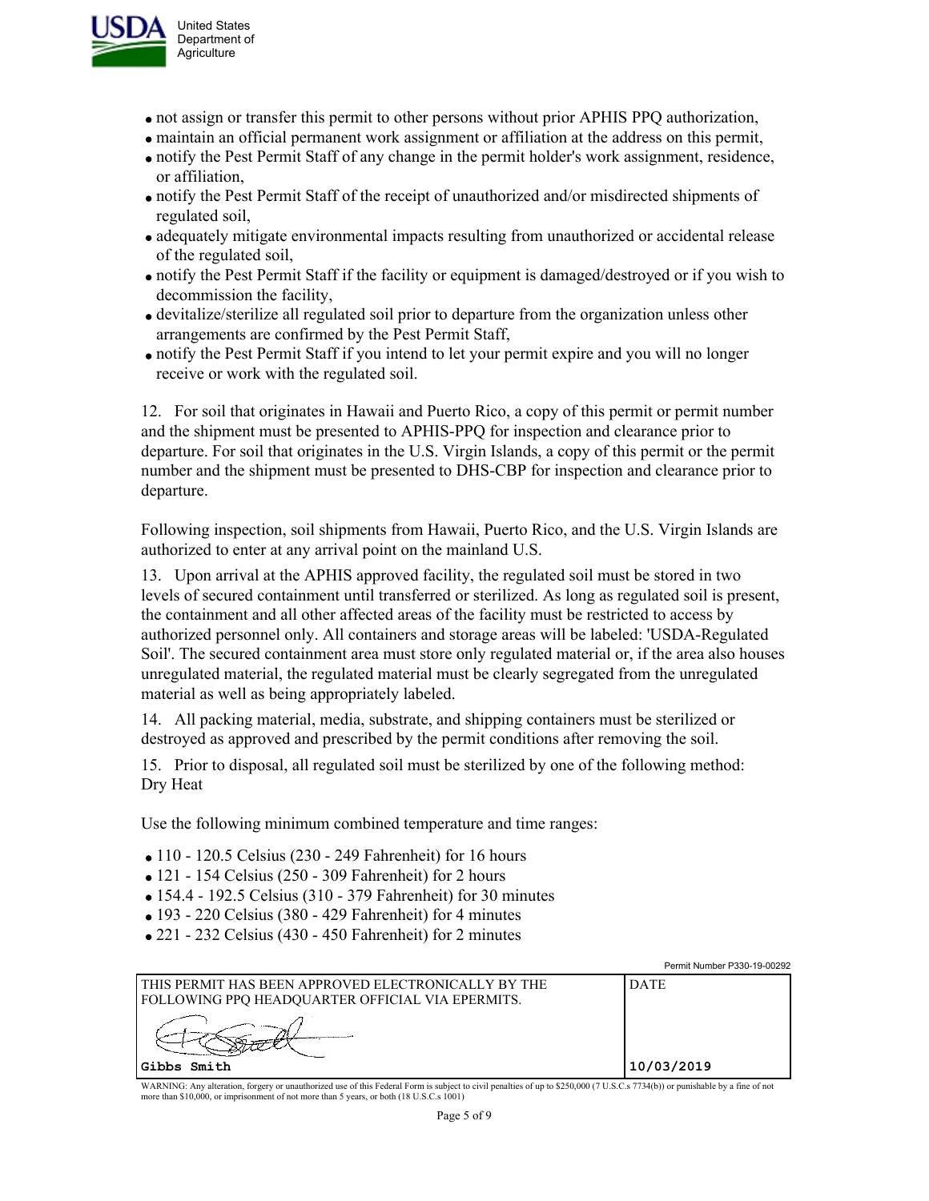- not assign or transfer this permit to other persons without prior APHIS PPQ authorization,
- maintain an official permanent work assignment or affiliation at the address on this permit,
- notify the Pest Permit Staff of any change in the permit holder's work assignment, residence, or affiliation,
- notify the Pest Permit Staff of the receipt of unauthorized and/or misdirected shipments of regulated soil,
- adequately mitigate environmental impacts resulting from unauthorized or accidental release of the regulated soil,
- notify the Pest Permit Staff if the facility or equipment is damaged/destroyed or if you wish to decommission the facility,
- devitalize/sterilize all regulated soil prior to departure from the organization unless other arrangements are confirmed by the Pest Permit Staff,
- notify the Pest Permit Staff if you intend to let your permit expire and you will no longer receive or work with the regulated soil.

12. For soil that originates in Hawaii and Puerto Rico, a copy of this permit or permit number and the shipment must be presented to APHIS-PPQ for inspection and clearance prior to departure. For soil that originates in the U.S. Virgin Islands, a copy of this permit or the permit number and the shipment must be presented to DHS-CBP for inspection and clearance prior to departure.

Following inspection, soil shipments from Hawaii, Puerto Rico, and the U.S. Virgin Islands are authorized to enter at any arrival point on the mainland U.S.

13. Upon arrival at the APHIS approved facility, the regulated soil must be stored in two levels of secured containment until transferred or sterilized. As long as regulated soil is present, the containment and all other affected areas of the facility must be restricted to access by authorized personnel only. All containers and storage areas will be labeled: 'USDA-Regulated Soil'. The secured containment area must store only regulated material or, if the area also houses unregulated material, the regulated material must be clearly segregated from the unregulated material as well as being appropriately labeled.

14. All packing material, media, substrate, and shipping containers must be sterilized or destroyed as approved and prescribed by the permit conditions after removing the soil.

15. Prior to disposal, all regulated soil must be sterilized by one of the following method:
Dry Heat

Use the following minimum combined temperature and time ranges:

- 110 - 120.5 Celsius (230 - 249 Fahrenheit) for 16 hours
- 121 - 154 Celsius (250 - 309 Fahrenheit) for 2 hours
- 154.4 - 192.5 Celsius (310 - 379 Fahrenheit) for 30 minutes
- 193 - 220 Celsius (380 - 429 Fahrenheit) for 4 minutes
- 221 - 232 Celsius (430 - 450 Fahrenheit) for 2 minutes

Permit Number P330-19-00292

| THIS PERMIT HAS BEEN APPROVED ELECTRONICALLY BY THE FOLLOWING PPQ HEADQUARTER OFFICIAL VIA EPERMITS. | DATE |
| --- | --- |
| Gibbs Smith | 10/03/2019 |

WARNING: Any alteration, forgery or unauthorized use of this Federal Form is subject to civil penalties of up to $250,000 (7 U.S.C.s 7734(b)) or punishable by a fine of not more than $10,000, or imprisonment of not more than 5 years, or both (18 U.S.C.s 1001)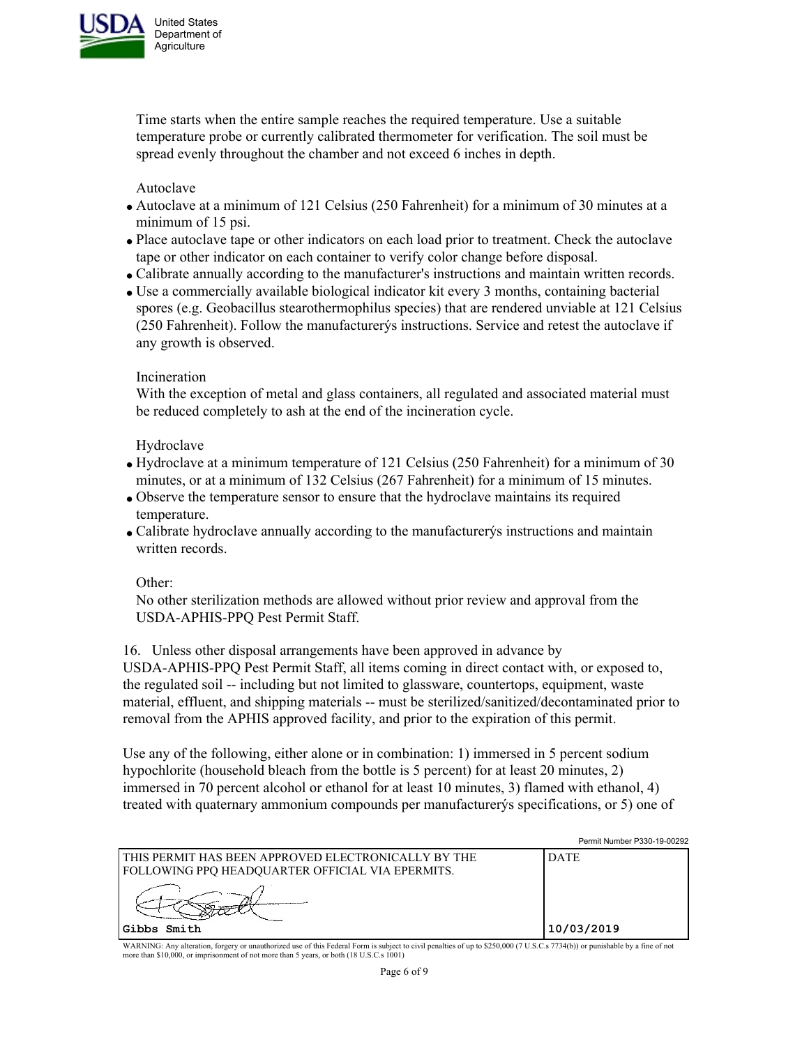Time starts when the entire sample reaches the required temperature. Use a suitable temperature probe or currently calibrated thermometer for verification. The soil must be spread evenly throughout the chamber and not exceed 6 inches in depth.

Autoclave

- Autoclave at a minimum of 121 Celsius (250 Fahrenheit) for a minimum of 30 minutes at a minimum of 15 psi.
- Place autoclave tape or other indicators on each load prior to treatment. Check the autoclave tape or other indicator on each container to verify color change before disposal.
- Calibrate annually according to the manufacturer's instructions and maintain written records.
- Use a commercially available biological indicator kit every 3 months, containing bacterial spores (e.g. Geobacillus stearothermophilus species) that are rendered unviable at 121 Celsius (250 Fahrenheit). Follow the manufacturerýs instructions. Service and retest the autoclave if any growth is observed.

Incineration

With the exception of metal and glass containers, all regulated and associated material must be reduced completely to ash at the end of the incineration cycle.

Hydroclave

- Hydroclave at a minimum temperature of 121 Celsius (250 Fahrenheit) for a minimum of 30 minutes, or at a minimum of 132 Celsius (267 Fahrenheit) for a minimum of 15 minutes.
- Observe the temperature sensor to ensure that the hydroclave maintains its required temperature.
- Calibrate hydroclave annually according to the manufacturerýs instructions and maintain written records.

Other:

No other sterilization methods are allowed without prior review and approval from the USDA-APHIS-PPQ Pest Permit Staff.

16. Unless other disposal arrangements have been approved in advance by USDA-APHIS-PPQ Pest Permit Staff, all items coming in direct contact with, or exposed to, the regulated soil -- including but not limited to glassware, countertops, equipment, waste material, effluent, and shipping materials -- must be sterilized/sanitized/decontaminated prior to removal from the APHIS approved facility, and prior to the expiration of this permit.

Use any of the following, either alone or in combination: 1) immersed in 5 percent sodium hypochlorite (household bleach from the bottle is 5 percent) for at least 20 minutes, 2) immersed in 70 percent alcohol or ethanol for at least 10 minutes, 3) flamed with ethanol, 4) treated with quaternary ammonium compounds per manufacturerýs specifications, or 5) one of

Permit Number P330-19-00292

| THIS PERMIT HAS BEEN APPROVED ELECTRONICALLY BY THE FOLLOWING PPQ HEADQUARTER OFFICIAL VIA EPERMITS. | DATE |
|---|---|
| Gibbs Smith | 10/03/2019 |

WARNING: Any alteration, forgery or unauthorized use of this Federal Form is subject to civil penalties of up to $250,000 (7 U.S.C.s 7734(b)) or punishable by a fine of not more than $10,000, or imprisonment of not more than 5 years, or both (18 U.S.C.s 1001)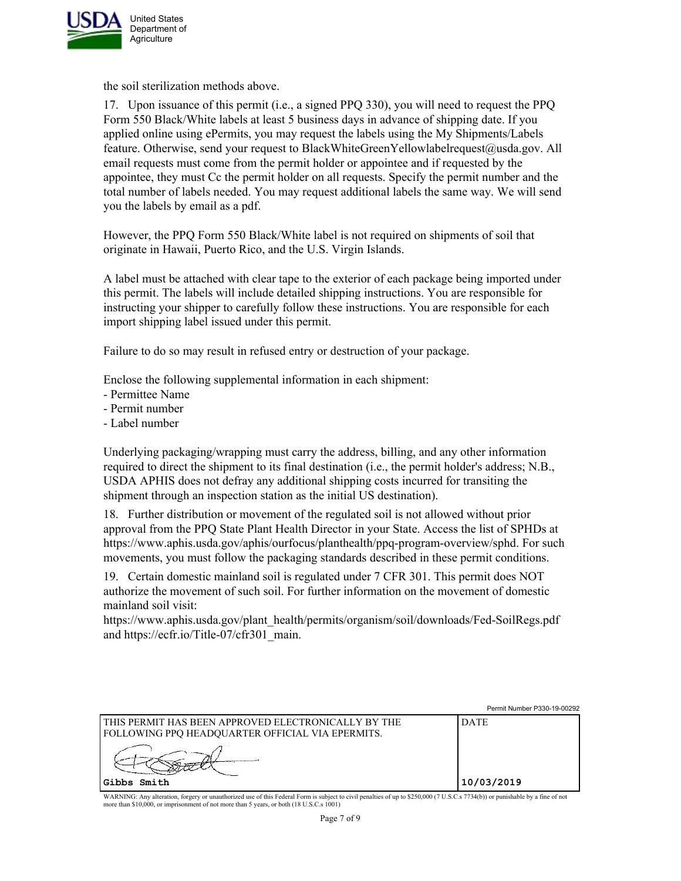the soil sterilization methods above.

17. Upon issuance of this permit (i.e., a signed PPQ 330), you will need to request the PPQ Form 550 Black/White labels at least 5 business days in advance of shipping date. If you applied online using ePermits, you may request the labels using the My Shipments/Labels feature. Otherwise, send your request to BlackWhiteGreenYellowlabelrequest@usda.gov. All email requests must come from the permit holder or appointee and if requested by the appointee, they must Cc the permit holder on all requests. Specify the permit number and the total number of labels needed. You may request additional labels the same way. We will send you the labels by email as a pdf.

However, the PPQ Form 550 Black/White label is not required on shipments of soil that originate in Hawaii, Puerto Rico, and the U.S. Virgin Islands.

A label must be attached with clear tape to the exterior of each package being imported under this permit. The labels will include detailed shipping instructions. You are responsible for instructing your shipper to carefully follow these instructions. You are responsible for each import shipping label issued under this permit.

Failure to do so may result in refused entry or destruction of your package.

Enclose the following supplemental information in each shipment:
- Permittee Name
- Permit number
- Label number

Underlying packaging/wrapping must carry the address, billing, and any other information required to direct the shipment to its final destination (i.e., the permit holder's address; N.B., USDA APHIS does not defray any additional shipping costs incurred for transiting the shipment through an inspection station as the initial US destination).

18. Further distribution or movement of the regulated soil is not allowed without prior approval from the PPQ State Plant Health Director in your State. Access the list of SPHDs at https://www.aphis.usda.gov/aphis/ourfocus/planthealth/ppq-program-overview/sphd. For such movements, you must follow the packaging standards described in these permit conditions.

19. Certain domestic mainland soil is regulated under 7 CFR 301. This permit does NOT authorize the movement of such soil. For further information on the movement of domestic mainland soil visit: https://www.aphis.usda.gov/plant_health/permits/organism/soil/downloads/Fed-SoilRegs.pdf and https://ecfr.io/Title-07/cfr301_main.

Permit Number P330-19-00292

| THIS PERMIT HAS BEEN APPROVED ELECTRONICALLY BY THE FOLLOWING PPQ HEADQUARTER OFFICIAL VIA EPERMITS. | DATE |
|---|---|
| Gibbs Smith | 10/03/2019 |

WARNING: Any alteration, forgery or unauthorized use of this Federal Form is subject to civil penalties of up to $250,000 (7 U.S.C.s 7734(b)) or punishable by a fine of not more than $10,000, or imprisonment of not more than 5 years, or both (18 U.S.C.s 1001)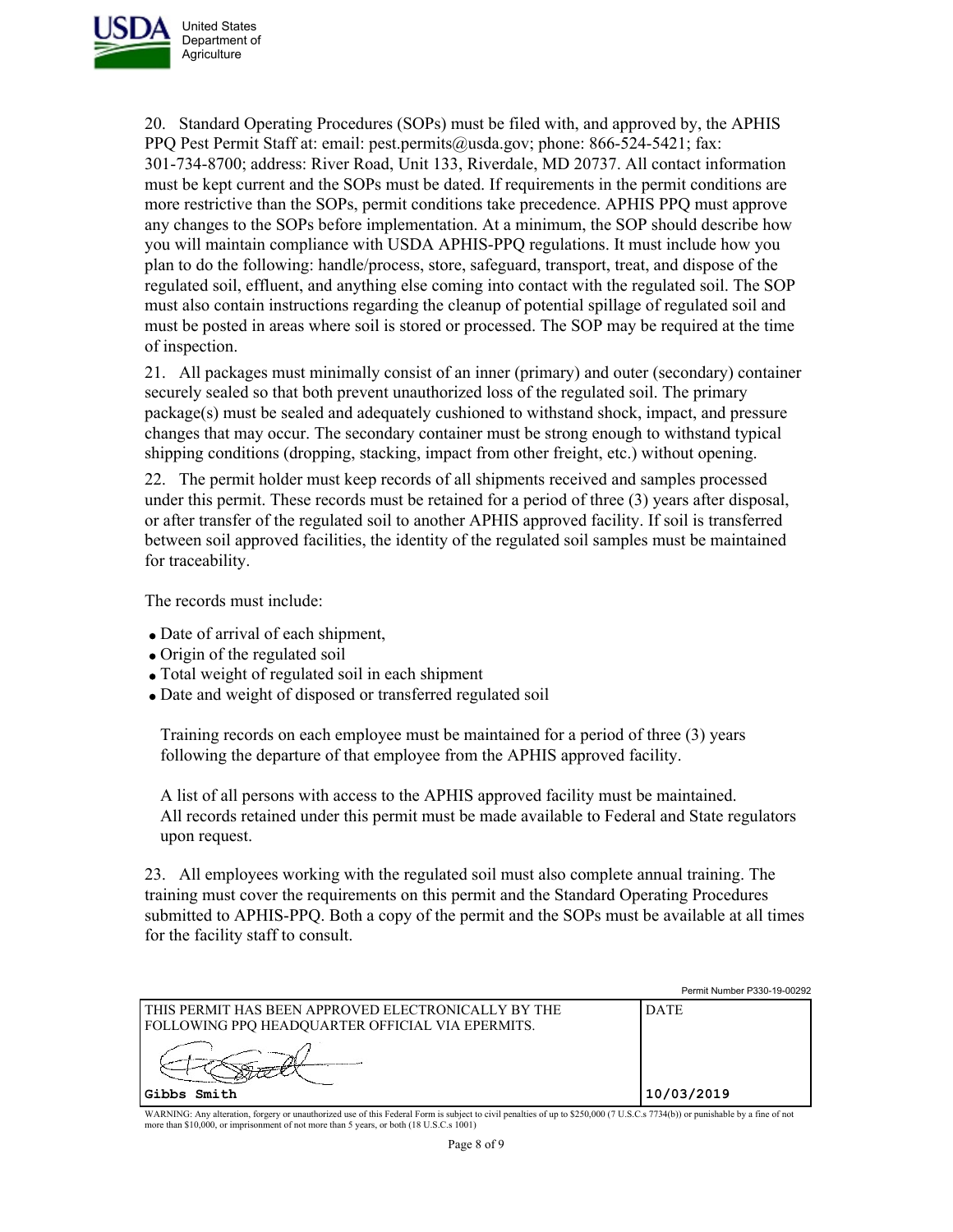20. Standard Operating Procedures (SOPs) must be filed with, and approved by, the APHIS PPQ Pest Permit Staff at: email: pest.permits@usda.gov; phone: 866-524-5421; fax: 301-734-8700; address: River Road, Unit 133, Riverdale, MD 20737. All contact information must be kept current and the SOPs must be dated. If requirements in the permit conditions are more restrictive than the SOPs, permit conditions take precedence. APHIS PPQ must approve any changes to the SOPs before implementation. At a minimum, the SOP should describe how you will maintain compliance with USDA APHIS-PPQ regulations. It must include how you plan to do the following: handle/process, store, safeguard, transport, treat, and dispose of the regulated soil, effluent, and anything else coming into contact with the regulated soil. The SOP must also contain instructions regarding the cleanup of potential spillage of regulated soil and must be posted in areas where soil is stored or processed. The SOP may be required at the time of inspection.

21. All packages must minimally consist of an inner (primary) and outer (secondary) container securely sealed so that both prevent unauthorized loss of the regulated soil. The primary package(s) must be sealed and adequately cushioned to withstand shock, impact, and pressure changes that may occur. The secondary container must be strong enough to withstand typical shipping conditions (dropping, stacking, impact from other freight, etc.) without opening.

22. The permit holder must keep records of all shipments received and samples processed under this permit. These records must be retained for a period of three (3) years after disposal, or after transfer of the regulated soil to another APHIS approved facility. If soil is transferred between soil approved facilities, the identity of the regulated soil samples must be maintained for traceability.

The records must include:

- Date of arrival of each shipment,
- Origin of the regulated soil
- Total weight of regulated soil in each shipment
- Date and weight of disposed or transferred regulated soil

Training records on each employee must be maintained for a period of three (3) years following the departure of that employee from the APHIS approved facility.

A list of all persons with access to the APHIS approved facility must be maintained. All records retained under this permit must be made available to Federal and State regulators upon request.

23. All employees working with the regulated soil must also complete annual training. The training must cover the requirements on this permit and the Standard Operating Procedures submitted to APHIS-PPQ. Both a copy of the permit and the SOPs must be available at all times for the facility staff to consult.

Permit Number P330-19-00292

| THIS PERMIT HAS BEEN APPROVED ELECTRONICALLY BY THE FOLLOWING PPQ HEADQUARTER OFFICIAL VIA EPERMITS. | DATE |
|---|---|
| Gibbs Smith | 10/03/2019 |

WARNING: Any alteration, forgery or unauthorized use of this Federal Form is subject to civil penalties of up to $250,000 (7 U.S.C.s 7734(b)) or punishable by a fine of not more than $10,000, or imprisonment of not more than 5 years, or both (18 U.S.C.s 1001)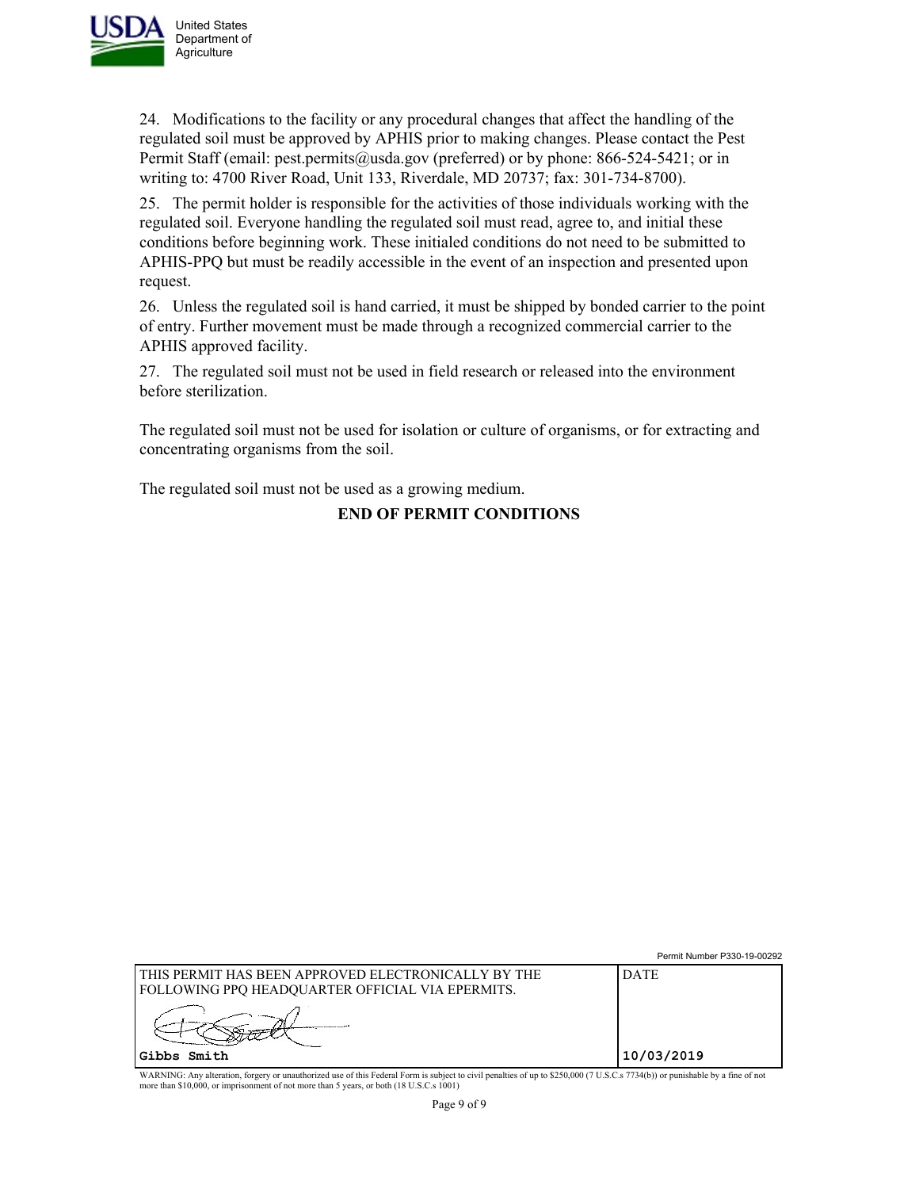24. Modifications to the facility or any procedural changes that affect the handling of the regulated soil must be approved by APHIS prior to making changes. Please contact the Pest Permit Staff (email: pest.permits@usda.gov (preferred) or by phone: 866-524-5421; or in writing to: 4700 River Road, Unit 133, Riverdale, MD 20737; fax: 301-734-8700).

25. The permit holder is responsible for the activities of those individuals working with the regulated soil. Everyone handling the regulated soil must read, agree to, and initial these conditions before beginning work. These initialed conditions do not need to be submitted to APHIS-PPQ but must be readily accessible in the event of an inspection and presented upon request.

26. Unless the regulated soil is hand carried, it must be shipped by bonded carrier to the point of entry. Further movement must be made through a recognized commercial carrier to the APHIS approved facility.

27. The regulated soil must not be used in field research or released into the environment before sterilization.

The regulated soil must not be used for isolation or culture of organisms, or for extracting and concentrating organisms from the soil.

The regulated soil must not be used as a growing medium.

**END OF PERMIT CONDITIONS**

Permit Number P330-19-00292

| THIS PERMIT HAS BEEN APPROVED ELECTRONICALLY BY THE FOLLOWING PPQ HEADQUARTER OFFICIAL VIA EPERMITS. | DATE |
| --- | --- |
| Gibbs Smith | 10/03/2019 |

WARNING: Any alteration, forgery or unauthorized use of this Federal Form is subject to civil penalties of up to $250,000 (7 U.S.C.s 7734(b)) or punishable by a fine of not more than $10,000, or imprisonment of not more than 5 years, or both (18 U.S.C.s 1001)